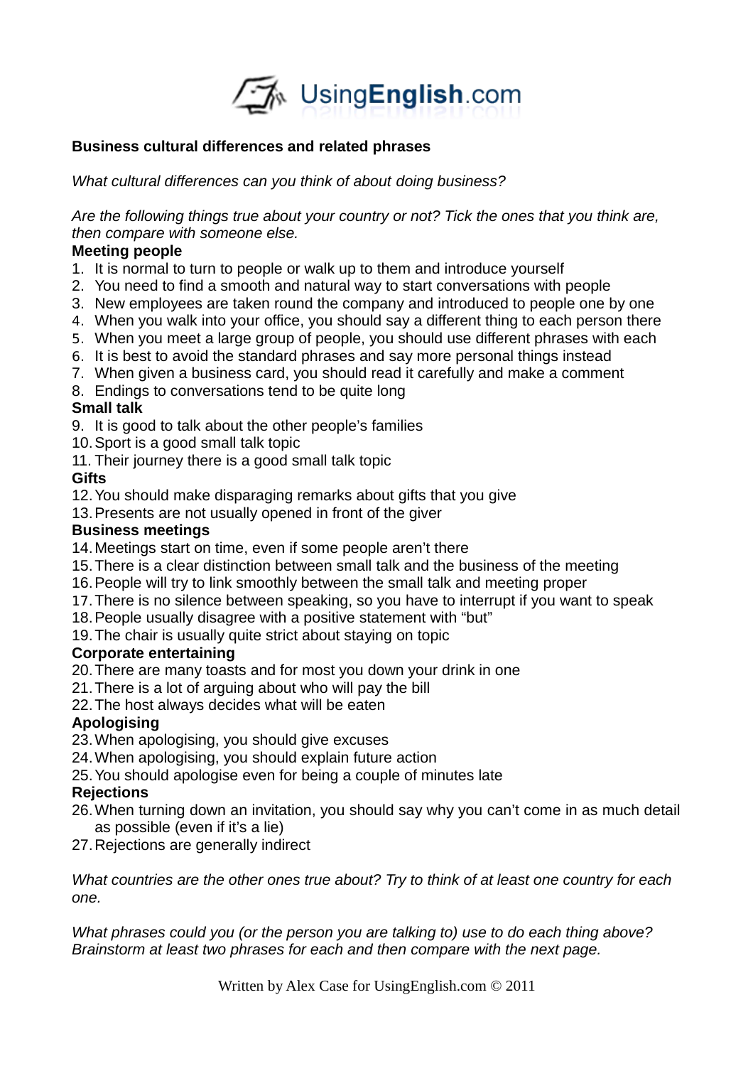UsingEnglish.com

## Business cultural differences and related phrases

*What cultural differences can you think of about doing business?*

*Are the following things true about your country or not? Tick the ones that you think are, then compare with someone else.*

**Meeting people**

1. It is normal to turn to people or walk up to them and introduce yourself
2. You need to find a smooth and natural way to start conversations with people
3. New employees are taken round the company and introduced to people one by one
4. When you walk into your office, you should say a different thing to each person there
5. When you meet a large group of people, you should use different phrases with each
6. It is best to avoid the standard phrases and say more personal things instead
7. When given a business card, you should read it carefully and make a comment
8. Endings to conversations tend to be quite long

**Small talk**

9. It is good to talk about the other people's families
10. Sport is a good small talk topic
11. Their journey there is a good small talk topic

**Gifts**

12. You should make disparaging remarks about gifts that you give
13. Presents are not usually opened in front of the giver

**Business meetings**

14. Meetings start on time, even if some people aren't there
15. There is a clear distinction between small talk and the business of the meeting
16. People will try to link smoothly between the small talk and meeting proper
17. There is no silence between speaking, so you have to interrupt if you want to speak
18. People usually disagree with a positive statement with "but"
19. The chair is usually quite strict about staying on topic

**Corporate entertaining**

20. There are many toasts and for most you down your drink in one
21. There is a lot of arguing about who will pay the bill
22. The host always decides what will be eaten

**Apologising**

23. When apologising, you should give excuses
24. When apologising, you should explain future action
25. You should apologise even for being a couple of minutes late

**Rejections**

26. When turning down an invitation, you should say why you can't come in as much detail as possible (even if it's a lie)
27. Rejections are generally indirect

*What countries are the other ones true about? Try to think of at least one country for each one.*

*What phrases could you (or the person you are talking to) use to do each thing above? Brainstorm at least two phrases for each and then compare with the next page.*

Written by Alex Case for UsingEnglish.com © 2011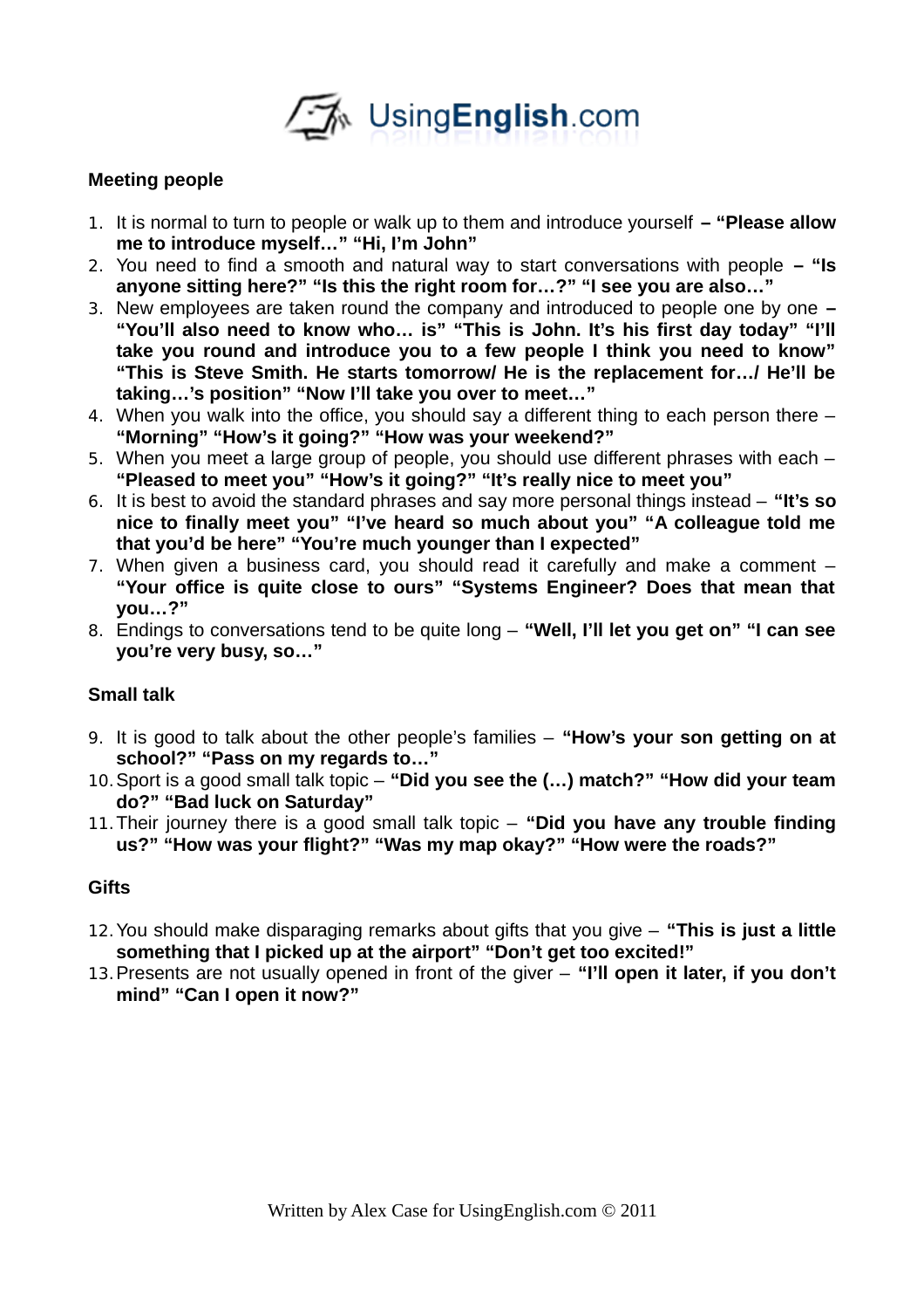**Meeting people**

1. It is normal to turn to people or walk up to them and introduce yourself **– "Please allow me to introduce myself…" "Hi, I'm John"**
2. You need to find a smooth and natural way to start conversations with people **– "Is anyone sitting here?" "Is this the right room for…?" "I see you are also…"**
3. New employees are taken round the company and introduced to people one by one **– "You'll also need to know who… is" "This is John. It's his first day today" "I'll take you round and introduce you to a few people I think you need to know" "This is Steve Smith. He starts tomorrow/ He is the replacement for…/ He'll be taking…'s position" "Now I'll take you over to meet…"**
4. When you walk into the office, you should say a different thing to each person there – **"Morning" "How's it going?" "How was your weekend?"**
5. When you meet a large group of people, you should use different phrases with each – **"Pleased to meet you" "How's it going?" "It's really nice to meet you"**
6. It is best to avoid the standard phrases and say more personal things instead – **"It's so nice to finally meet you" "I've heard so much about you" "A colleague told me that you'd be here" "You're much younger than I expected"**
7. When given a business card, you should read it carefully and make a comment – **"Your office is quite close to ours" "Systems Engineer? Does that mean that you…?"**
8. Endings to conversations tend to be quite long – **"Well, I'll let you get on" "I can see you're very busy, so…"**

**Small talk**

9. It is good to talk about the other people's families – **"How's your son getting on at school?" "Pass on my regards to…"**
10. Sport is a good small talk topic – **"Did you see the (…) match?" "How did your team do?" "Bad luck on Saturday"**
11. Their journey there is a good small talk topic – **"Did you have any trouble finding us?" "How was your flight?" "Was my map okay?" "How were the roads?"**

**Gifts**

12. You should make disparaging remarks about gifts that you give – **"This is just a little something that I picked up at the airport" "Don't get too excited!"**
13. Presents are not usually opened in front of the giver – **"I'll open it later, if you don't mind" "Can I open it now?"**

Written by Alex Case for UsingEnglish.com © 2011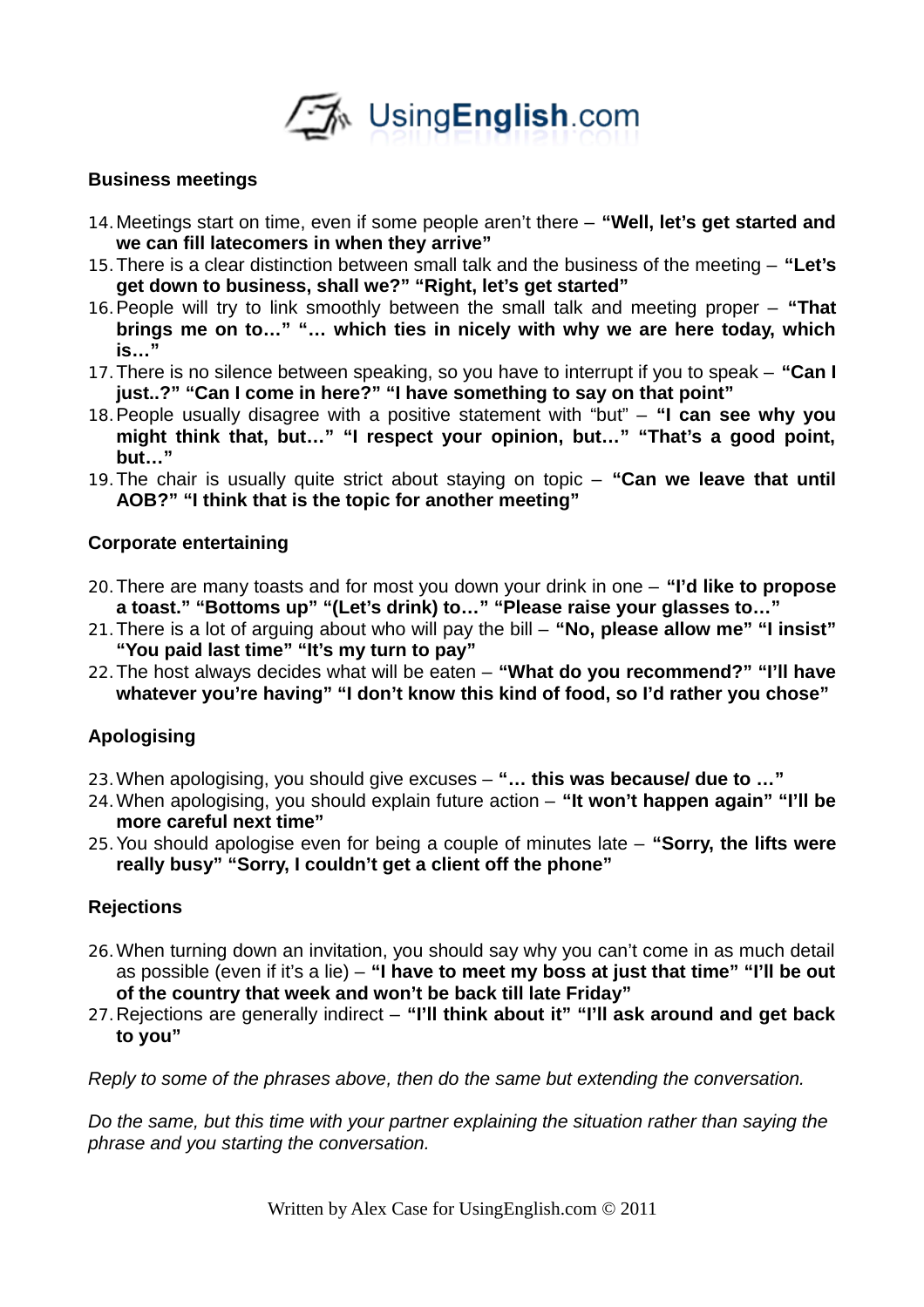**Business meetings**

14. Meetings start on time, even if some people aren't there – **"Well, let's get started and we can fill latecomers in when they arrive"**
15. There is a clear distinction between small talk and the business of the meeting – **"Let's get down to business, shall we?" "Right, let's get started"**
16. People will try to link smoothly between the small talk and meeting proper – **"That brings me on to…" "… which ties in nicely with why we are here today, which is…"**
17. There is no silence between speaking, so you have to interrupt if you to speak – **"Can I just..?" "Can I come in here?" "I have something to say on that point"**
18. People usually disagree with a positive statement with "but" – **"I can see why you might think that, but…" "I respect your opinion, but…" "That's a good point, but…"**
19. The chair is usually quite strict about staying on topic – **"Can we leave that until AOB?" "I think that is the topic for another meeting"**

**Corporate entertaining**

20. There are many toasts and for most you down your drink in one – **"I'd like to propose a toast." "Bottoms up" "(Let's drink) to…" "Please raise your glasses to…"**
21. There is a lot of arguing about who will pay the bill – **"No, please allow me" "I insist" "You paid last time" "It's my turn to pay"**
22. The host always decides what will be eaten – **"What do you recommend?" "I'll have whatever you're having" "I don't know this kind of food, so I'd rather you chose"**

**Apologising**

23. When apologising, you should give excuses – **"… this was because/ due to …"**
24. When apologising, you should explain future action – **"It won't happen again" "I'll be more careful next time"**
25. You should apologise even for being a couple of minutes late – **"Sorry, the lifts were really busy" "Sorry, I couldn't get a client off the phone"**

**Rejections**

26. When turning down an invitation, you should say why you can't come in as much detail as possible (even if it's a lie) – **"I have to meet my boss at just that time" "I'll be out of the country that week and won't be back till late Friday"**
27. Rejections are generally indirect – **"I'll think about it" "I'll ask around and get back to you"**

*Reply to some of the phrases above, then do the same but extending the conversation.*

*Do the same, but this time with your partner explaining the situation rather than saying the phrase and you starting the conversation.*

Written by Alex Case for UsingEnglish.com © 2011